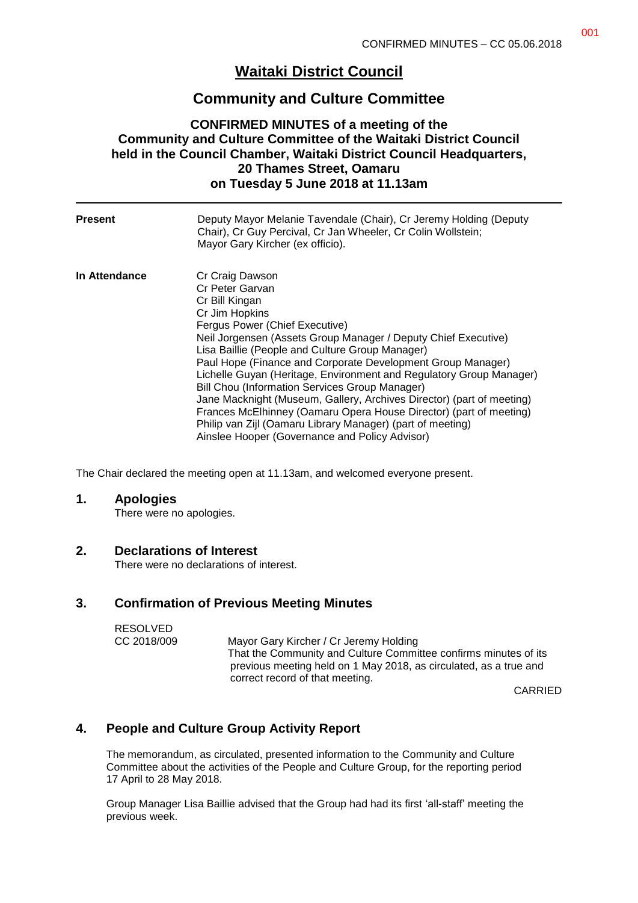# Waitaki District Council

## Community and Culture Committee

### CONFIRMED MINUTES of a meeting of the Community and Culture Committee of the Waitaki District Council held in the Council Chamber, Waitaki District Council Headquarters, 20 Thames Street, Oamaru on Tuesday 5 June 2018 at 11.13am

| | |
|---|---|
| **Present** | Deputy Mayor Melanie Tavendale (Chair), Cr Jeremy Holding (Deputy Chair), Cr Guy Percival, Cr Jan Wheeler, Cr Colin Wollstein; Mayor Gary Kircher (ex officio). |
| **In Attendance** | Cr Craig Dawson<br>Cr Peter Garvan<br>Cr Bill Kingan<br>Cr Jim Hopkins<br>Fergus Power (Chief Executive)<br>Neil Jorgensen (Assets Group Manager / Deputy Chief Executive)<br>Lisa Baillie (People and Culture Group Manager)<br>Paul Hope (Finance and Corporate Development Group Manager)<br>Lichelle Guyan (Heritage, Environment and Regulatory Group Manager)<br>Bill Chou (Information Services Group Manager)<br>Jane Macknight (Museum, Gallery, Archives Director) (part of meeting)<br>Frances McElhinney (Oamaru Opera House Director) (part of meeting)<br>Philip van Zijl (Oamaru Library Manager) (part of meeting)<br>Ainslee Hooper (Governance and Policy Advisor) |

The Chair declared the meeting open at 11.13am, and welcomed everyone present.

## 1. Apologies

There were no apologies.

## 2. Declarations of Interest

There were no declarations of interest.

## 3. Confirmation of Previous Meeting Minutes

RESOLVED
CC 2018/009 — Mayor Gary Kircher / Cr Jeremy Holding

That the Community and Culture Committee confirms minutes of its previous meeting held on 1 May 2018, as circulated, as a true and correct record of that meeting.

CARRIED

## 4. People and Culture Group Activity Report

The memorandum, as circulated, presented information to the Community and Culture Committee about the activities of the People and Culture Group, for the reporting period 17 April to 28 May 2018.

Group Manager Lisa Baillie advised that the Group had had its first 'all-staff' meeting the previous week.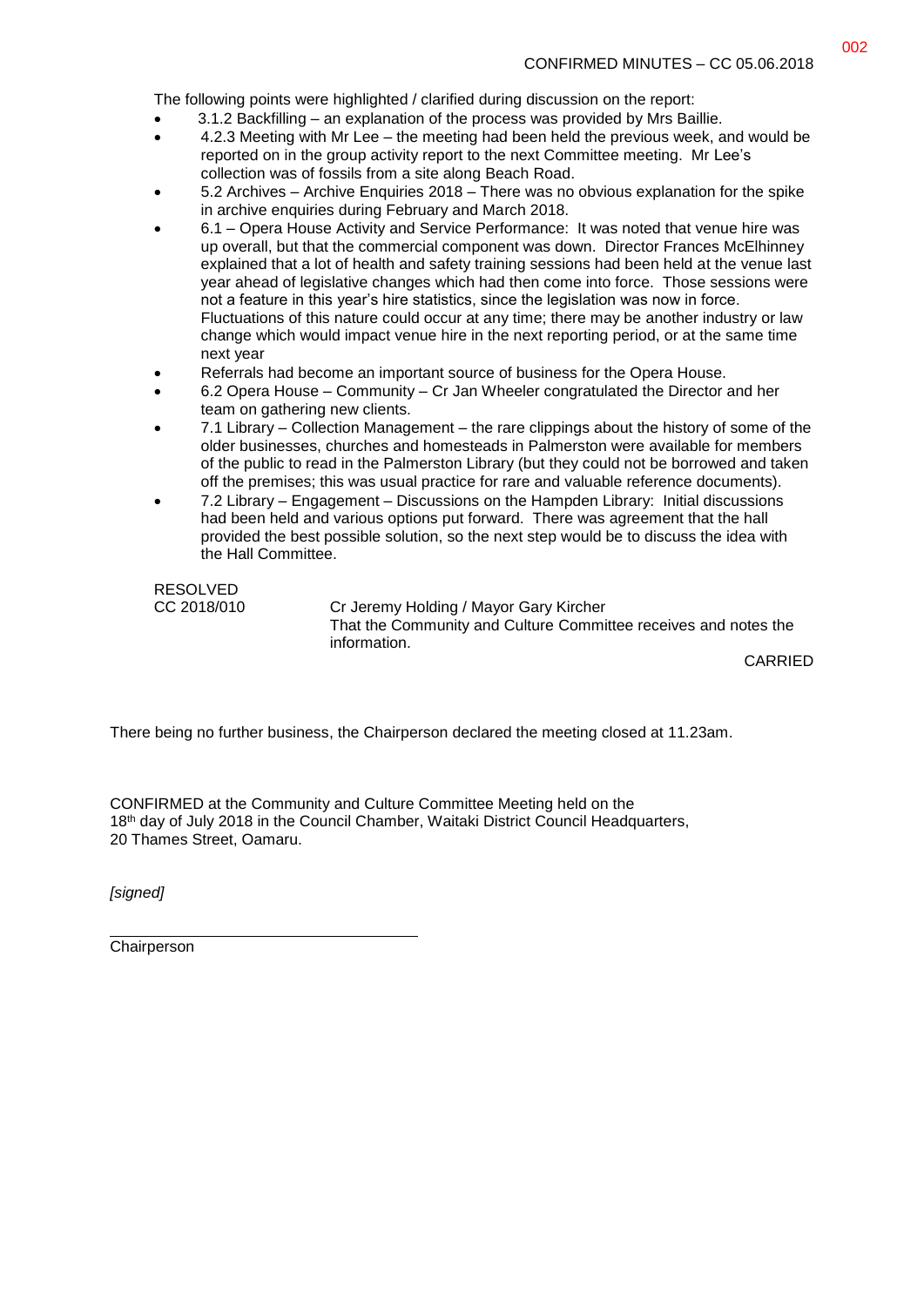The following points were highlighted / clarified during discussion on the report:

- 3.1.2 Backfilling – an explanation of the process was provided by Mrs Baillie.
- 4.2.3 Meeting with Mr Lee – the meeting had been held the previous week, and would be reported on in the group activity report to the next Committee meeting. Mr Lee's collection was of fossils from a site along Beach Road.
- 5.2 Archives – Archive Enquiries 2018 – There was no obvious explanation for the spike in archive enquiries during February and March 2018.
- 6.1 – Opera House Activity and Service Performance: It was noted that venue hire was up overall, but that the commercial component was down. Director Frances McElhinney explained that a lot of health and safety training sessions had been held at the venue last year ahead of legislative changes which had then come into force. Those sessions were not a feature in this year's hire statistics, since the legislation was now in force. Fluctuations of this nature could occur at any time; there may be another industry or law change which would impact venue hire in the next reporting period, or at the same time next year
- Referrals had become an important source of business for the Opera House.
- 6.2 Opera House – Community – Cr Jan Wheeler congratulated the Director and her team on gathering new clients.
- 7.1 Library – Collection Management – the rare clippings about the history of some of the older businesses, churches and homesteads in Palmerston were available for members of the public to read in the Palmerston Library (but they could not be borrowed and taken off the premises; this was usual practice for rare and valuable reference documents).
- 7.2 Library – Engagement – Discussions on the Hampden Library: Initial discussions had been held and various options put forward. There was agreement that the hall provided the best possible solution, so the next step would be to discuss the idea with the Hall Committee.

RESOLVED

CC 2018/010 Cr Jeremy Holding / Mayor Gary Kircher

That the Community and Culture Committee receives and notes the information.

CARRIED

There being no further business, the Chairperson declared the meeting closed at 11.23am.

CONFIRMED at the Community and Culture Committee Meeting held on the 18th day of July 2018 in the Council Chamber, Waitaki District Council Headquarters, 20 Thames Street, Oamaru.

*[signed]*

Chairperson